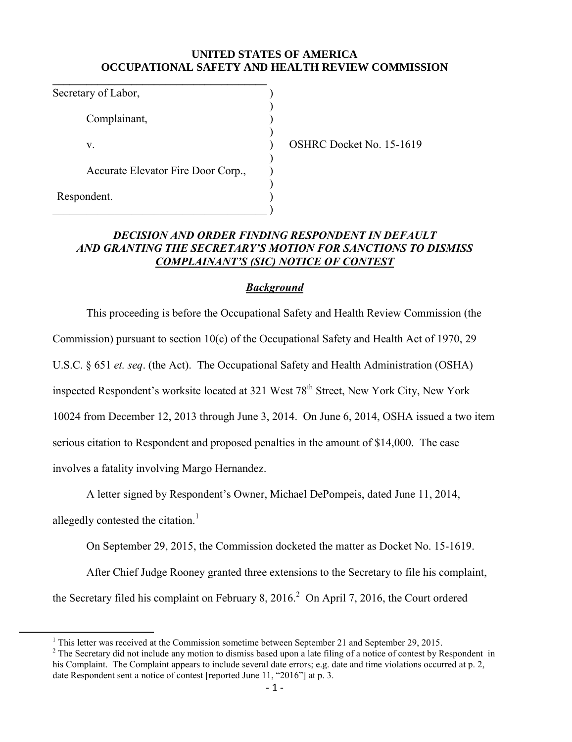**UNITED STATES OF AMERICA**
**OCCUPATIONAL SAFETY AND HEALTH REVIEW COMMISSION**

| | |
|---|---|
| Secretary of Labor, | |
| Complainant, | |
| v. | OSHRC Docket No. 15-1619 |
| Accurate Elevator Fire Door Corp., | |
| Respondent. | |

***DECISION AND ORDER FINDING RESPONDENT IN DEFAULT AND GRANTING THE SECRETARY'S MOTION FOR SANCTIONS TO DISMISS COMPLAINANT'S (SIC) NOTICE OF CONTEST***

***Background***

This proceeding is before the Occupational Safety and Health Review Commission (the Commission) pursuant to section 10(c) of the Occupational Safety and Health Act of 1970, 29 U.S.C. § 651 *et. seq*. (the Act). The Occupational Safety and Health Administration (OSHA) inspected Respondent's worksite located at 321 West 78th Street, New York City, New York 10024 from December 12, 2013 through June 3, 2014. On June 6, 2014, OSHA issued a two item serious citation to Respondent and proposed penalties in the amount of $14,000. The case involves a fatality involving Margo Hernandez.

A letter signed by Respondent's Owner, Michael DePompeis, dated June 11, 2014, allegedly contested the citation.[1]

On September 29, 2015, the Commission docketed the matter as Docket No. 15-1619.

After Chief Judge Rooney granted three extensions to the Secretary to file his complaint, the Secretary filed his complaint on February 8, 2016.[2] On April 7, 2016, the Court ordered

[1] This letter was received at the Commission sometime between September 21 and September 29, 2015.

[2] The Secretary did not include any motion to dismiss based upon a late filing of a notice of contest by Respondent in his Complaint. The Complaint appears to include several date errors; e.g. date and time violations occurred at p. 2, date Respondent sent a notice of contest [reported June 11, "2016"] at p. 3.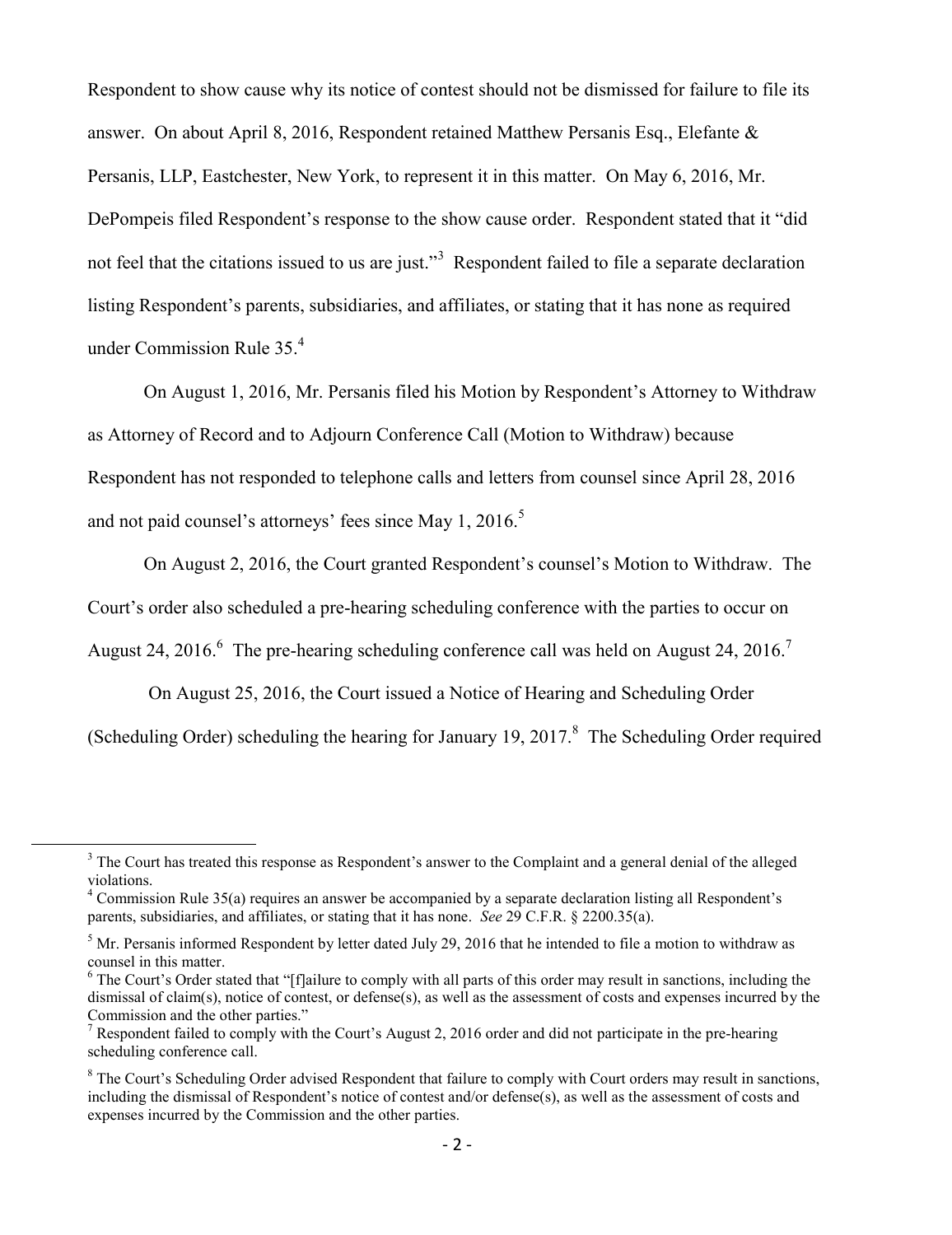Respondent to show cause why its notice of contest should not be dismissed for failure to file its answer. On about April 8, 2016, Respondent retained Matthew Persanis Esq., Elefante & Persanis, LLP, Eastchester, New York, to represent it in this matter. On May 6, 2016, Mr. DePompeis filed Respondent's response to the show cause order. Respondent stated that it "did not feel that the citations issued to us are just."[3] Respondent failed to file a separate declaration listing Respondent's parents, subsidiaries, and affiliates, or stating that it has none as required under Commission Rule 35.[4]

On August 1, 2016, Mr. Persanis filed his Motion by Respondent's Attorney to Withdraw as Attorney of Record and to Adjourn Conference Call (Motion to Withdraw) because Respondent has not responded to telephone calls and letters from counsel since April 28, 2016 and not paid counsel's attorneys' fees since May 1, 2016.[5]

On August 2, 2016, the Court granted Respondent's counsel's Motion to Withdraw. The Court's order also scheduled a pre-hearing scheduling conference with the parties to occur on August 24, 2016.[6] The pre-hearing scheduling conference call was held on August 24, 2016.[7]

On August 25, 2016, the Court issued a Notice of Hearing and Scheduling Order (Scheduling Order) scheduling the hearing for January 19, 2017.[8] The Scheduling Order required

---

[3] The Court has treated this response as Respondent's answer to the Complaint and a general denial of the alleged violations.

[4] Commission Rule 35(a) requires an answer be accompanied by a separate declaration listing all Respondent's parents, subsidiaries, and affiliates, or stating that it has none. *See* 29 C.F.R. § 2200.35(a).

[5] Mr. Persanis informed Respondent by letter dated July 29, 2016 that he intended to file a motion to withdraw as counsel in this matter.

[6] The Court's Order stated that "[f]ailure to comply with all parts of this order may result in sanctions, including the dismissal of claim(s), notice of contest, or defense(s), as well as the assessment of costs and expenses incurred by the Commission and the other parties."

[7] Respondent failed to comply with the Court's August 2, 2016 order and did not participate in the pre-hearing scheduling conference call.

[8] The Court's Scheduling Order advised Respondent that failure to comply with Court orders may result in sanctions, including the dismissal of Respondent's notice of contest and/or defense(s), as well as the assessment of costs and expenses incurred by the Commission and the other parties.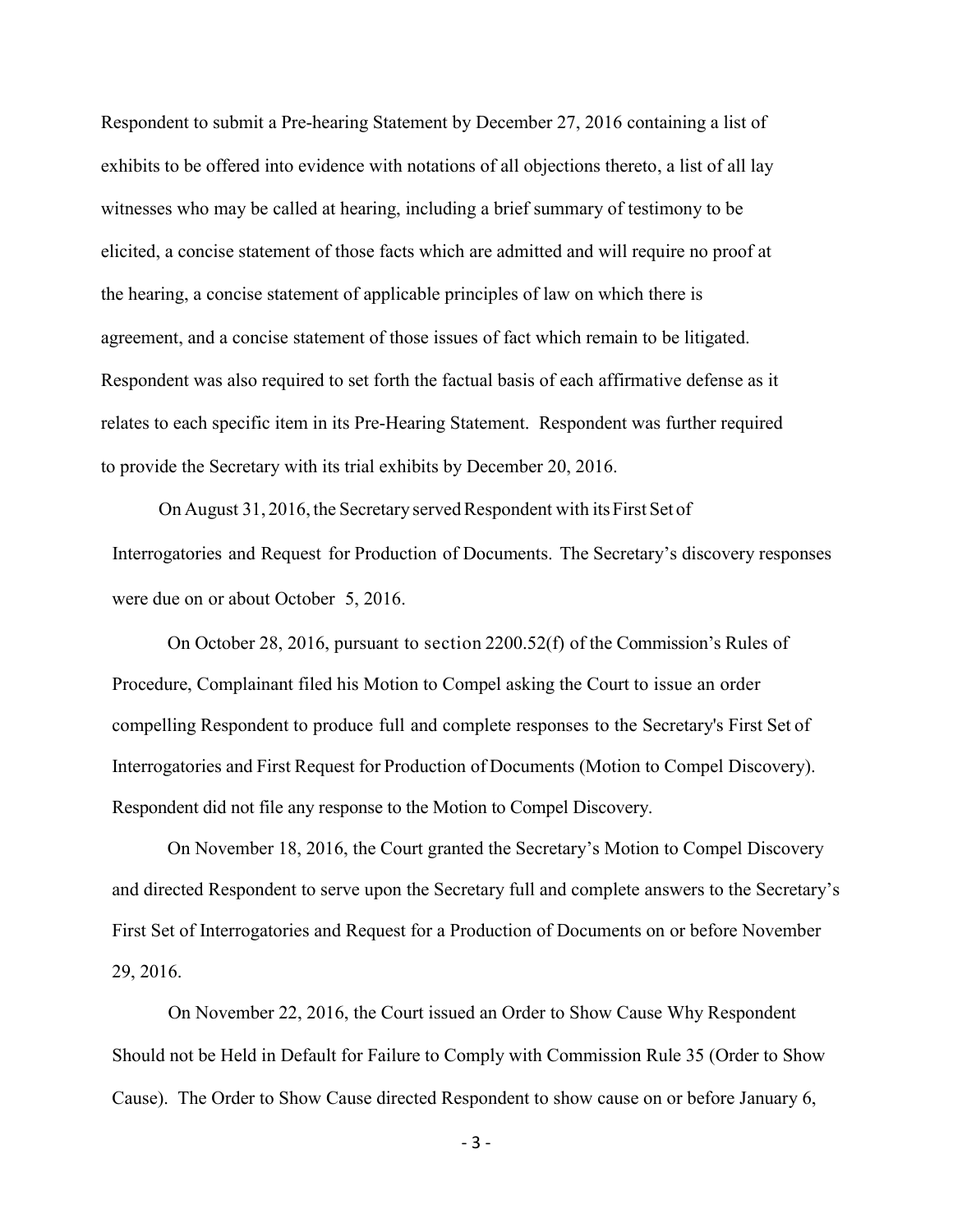Respondent to submit a Pre-hearing Statement by December 27, 2016 containing a list of exhibits to be offered into evidence with notations of all objections thereto, a list of all lay witnesses who may be called at hearing, including a brief summary of testimony to be elicited, a concise statement of those facts which are admitted and will require no proof at the hearing, a concise statement of applicable principles of law on which there is agreement, and a concise statement of those issues of fact which remain to be litigated. Respondent was also required to set forth the factual basis of each affirmative defense as it relates to each specific item in its Pre-Hearing Statement. Respondent was further required to provide the Secretary with its trial exhibits by December 20, 2016.

On August 31, 2016, the Secretary served Respondent with its First Set of Interrogatories and Request for Production of Documents. The Secretary's discovery responses were due on or about October 5, 2016.

On October 28, 2016, pursuant to section 2200.52(f) of the Commission's Rules of Procedure, Complainant filed his Motion to Compel asking the Court to issue an order compelling Respondent to produce full and complete responses to the Secretary's First Set of Interrogatories and First Request for Production of Documents (Motion to Compel Discovery). Respondent did not file any response to the Motion to Compel Discovery.

On November 18, 2016, the Court granted the Secretary's Motion to Compel Discovery and directed Respondent to serve upon the Secretary full and complete answers to the Secretary's First Set of Interrogatories and Request for a Production of Documents on or before November 29, 2016.

On November 22, 2016, the Court issued an Order to Show Cause Why Respondent Should not be Held in Default for Failure to Comply with Commission Rule 35 (Order to Show Cause). The Order to Show Cause directed Respondent to show cause on or before January 6,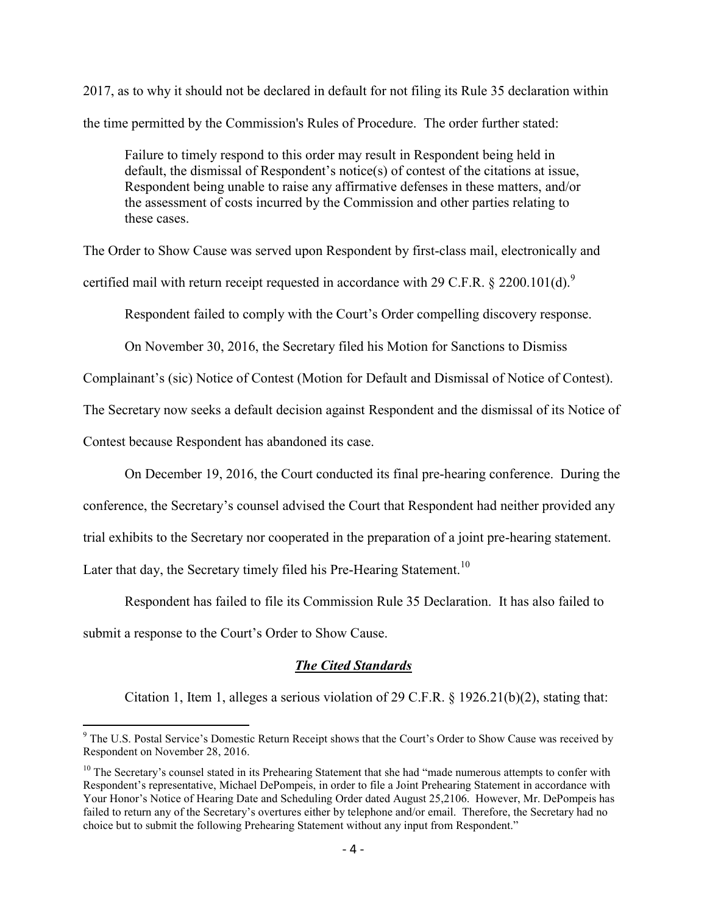2017, as to why it should not be declared in default for not filing its Rule 35 declaration within the time permitted by the Commission's Rules of Procedure. The order further stated:

> Failure to timely respond to this order may result in Respondent being held in default, the dismissal of Respondent's notice(s) of contest of the citations at issue, Respondent being unable to raise any affirmative defenses in these matters, and/or the assessment of costs incurred by the Commission and other parties relating to these cases.

The Order to Show Cause was served upon Respondent by first-class mail, electronically and certified mail with return receipt requested in accordance with 29 C.F.R. § 2200.101(d).[9]

Respondent failed to comply with the Court's Order compelling discovery response.

On November 30, 2016, the Secretary filed his Motion for Sanctions to Dismiss Complainant's (sic) Notice of Contest (Motion for Default and Dismissal of Notice of Contest). The Secretary now seeks a default decision against Respondent and the dismissal of its Notice of Contest because Respondent has abandoned its case.

On December 19, 2016, the Court conducted its final pre-hearing conference. During the conference, the Secretary's counsel advised the Court that Respondent had neither provided any trial exhibits to the Secretary nor cooperated in the preparation of a joint pre-hearing statement. Later that day, the Secretary timely filed his Pre-Hearing Statement.[10]

Respondent has failed to file its Commission Rule 35 Declaration. It has also failed to submit a response to the Court's Order to Show Cause.

## ***The Cited Standards***

Citation 1, Item 1, alleges a serious violation of 29 C.F.R. § 1926.21(b)(2), stating that:

---

[9] The U.S. Postal Service's Domestic Return Receipt shows that the Court's Order to Show Cause was received by Respondent on November 28, 2016.

[10] The Secretary's counsel stated in its Prehearing Statement that she had "made numerous attempts to confer with Respondent's representative, Michael DePompeis, in order to file a Joint Prehearing Statement in accordance with Your Honor's Notice of Hearing Date and Scheduling Order dated August 25,2106. However, Mr. DePompeis has failed to return any of the Secretary's overtures either by telephone and/or email. Therefore, the Secretary had no choice but to submit the following Prehearing Statement without any input from Respondent."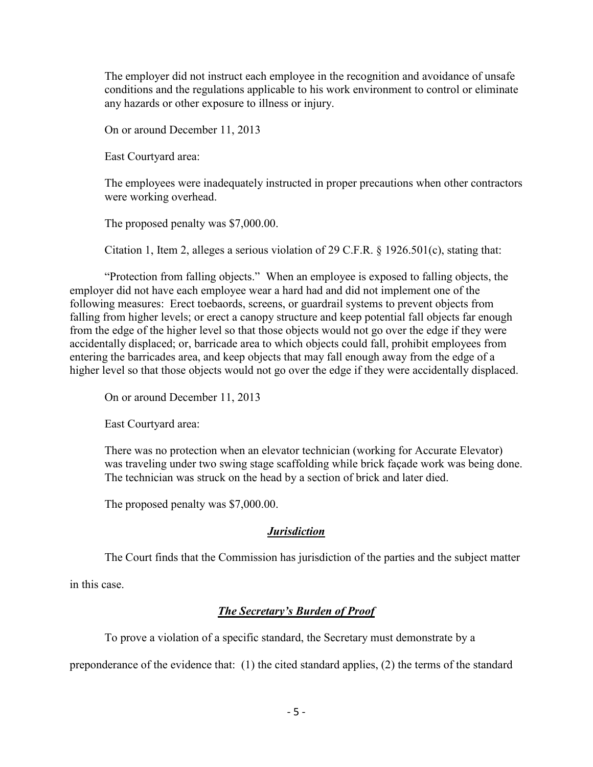The employer did not instruct each employee in the recognition and avoidance of unsafe conditions and the regulations applicable to his work environment to control or eliminate any hazards or other exposure to illness or injury.

On or around December 11, 2013

East Courtyard area:

The employees were inadequately instructed in proper precautions when other contractors were working overhead.

The proposed penalty was $7,000.00.

Citation 1, Item 2, alleges a serious violation of 29 C.F.R. § 1926.501(c), stating that:

"Protection from falling objects." When an employee is exposed to falling objects, the employer did not have each employee wear a hard had and did not implement one of the following measures: Erect toebaords, screens, or guardrail systems to prevent objects from falling from higher levels; or erect a canopy structure and keep potential fall objects far enough from the edge of the higher level so that those objects would not go over the edge if they were accidentally displaced; or, barricade area to which objects could fall, prohibit employees from entering the barricades area, and keep objects that may fall enough away from the edge of a higher level so that those objects would not go over the edge if they were accidentally displaced.

On or around December 11, 2013

East Courtyard area:

There was no protection when an elevator technician (working for Accurate Elevator) was traveling under two swing stage scaffolding while brick façade work was being done. The technician was struck on the head by a section of brick and later died.

The proposed penalty was $7,000.00.

## ***Jurisdiction***

The Court finds that the Commission has jurisdiction of the parties and the subject matter in this case.

## ***The Secretary's Burden of Proof***

To prove a violation of a specific standard, the Secretary must demonstrate by a preponderance of the evidence that: (1) the cited standard applies, (2) the terms of the standard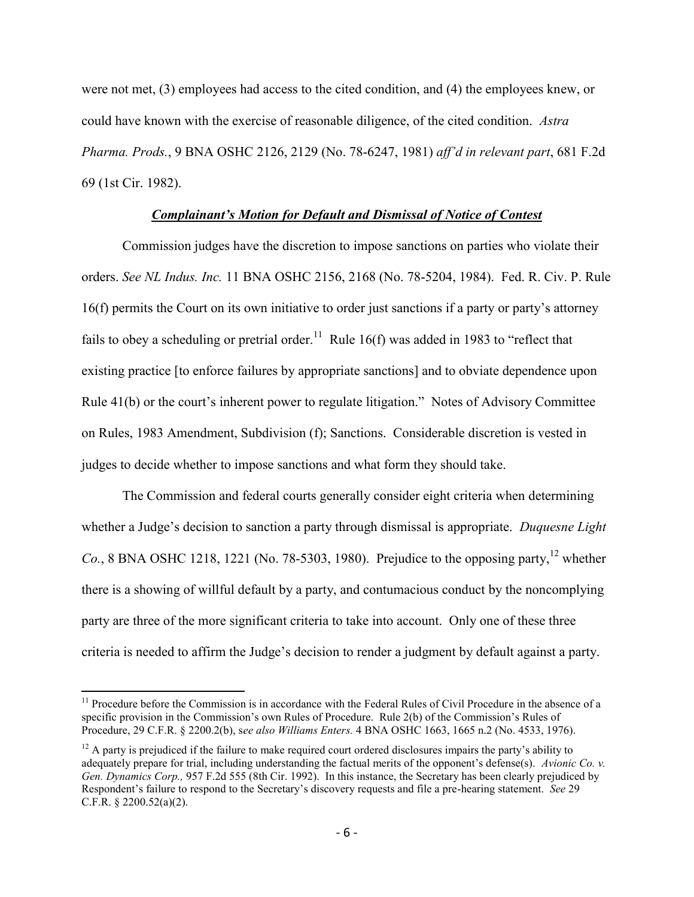were not met, (3) employees had access to the cited condition, and (4) the employees knew, or could have known with the exercise of reasonable diligence, of the cited condition. *Astra Pharma. Prods.*, 9 BNA OSHC 2126, 2129 (No. 78-6247, 1981) *aff'd in relevant part*, 681 F.2d 69 (1st Cir. 1982).

***Complainant's Motion for Default and Dismissal of Notice of Contest***

Commission judges have the discretion to impose sanctions on parties who violate their orders. *See NL Indus. Inc.* 11 BNA OSHC 2156, 2168 (No. 78-5204, 1984). Fed. R. Civ. P. Rule 16(f) permits the Court on its own initiative to order just sanctions if a party or party's attorney fails to obey a scheduling or pretrial order.[11] Rule 16(f) was added in 1983 to "reflect that existing practice [to enforce failures by appropriate sanctions] and to obviate dependence upon Rule 41(b) or the court's inherent power to regulate litigation." Notes of Advisory Committee on Rules, 1983 Amendment, Subdivision (f); Sanctions. Considerable discretion is vested in judges to decide whether to impose sanctions and what form they should take.

The Commission and federal courts generally consider eight criteria when determining whether a Judge's decision to sanction a party through dismissal is appropriate. *Duquesne Light Co.*, 8 BNA OSHC 1218, 1221 (No. 78-5303, 1980). Prejudice to the opposing party,[12] whether there is a showing of willful default by a party, and contumacious conduct by the noncomplying party are three of the more significant criteria to take into account. Only one of these three criteria is needed to affirm the Judge's decision to render a judgment by default against a party.

---

[11] Procedure before the Commission is in accordance with the Federal Rules of Civil Procedure in the absence of a specific provision in the Commission's own Rules of Procedure. Rule 2(b) of the Commission's Rules of Procedure, 29 C.F.R. § 2200.2(b), s*ee also Williams Enters.* 4 BNA OSHC 1663, 1665 n.2 (No. 4533, 1976).

[12] A party is prejudiced if the failure to make required court ordered disclosures impairs the party's ability to adequately prepare for trial, including understanding the factual merits of the opponent's defense(s). *Avionic Co. v. Gen. Dynamics Corp.,* 957 F.2d 555 (8th Cir. 1992). In this instance, the Secretary has been clearly prejudiced by Respondent's failure to respond to the Secretary's discovery requests and file a pre-hearing statement. *See* 29 C.F.R. § 2200.52(a)(2).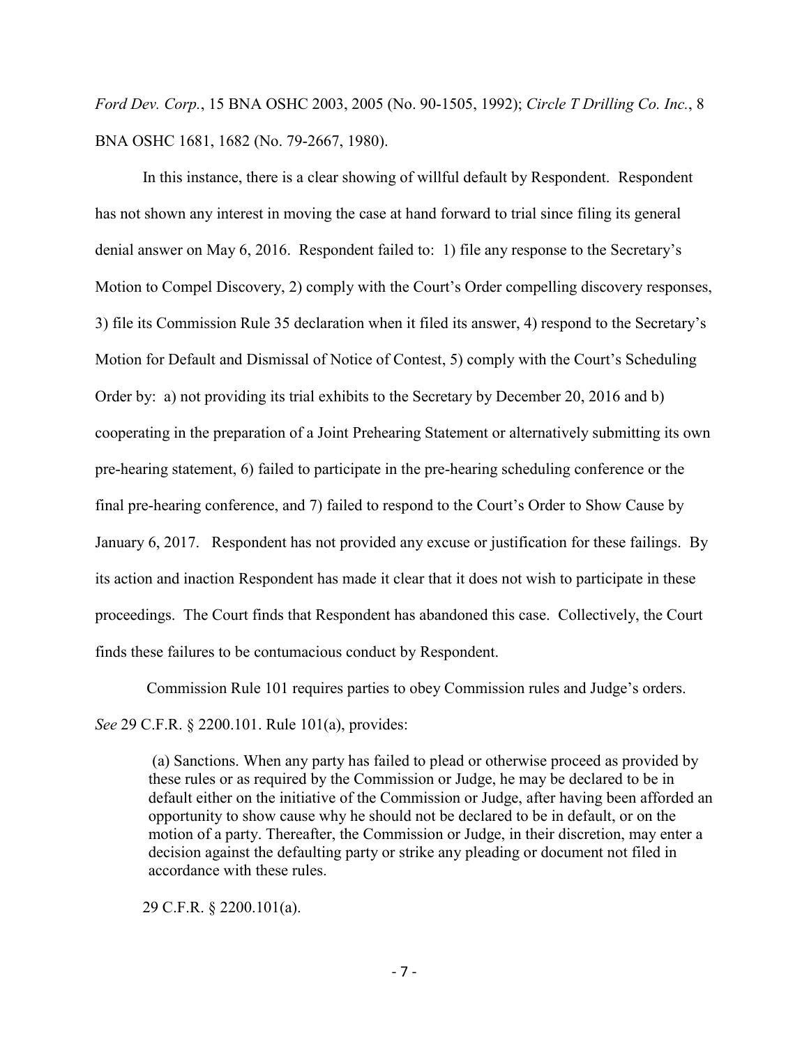*Ford Dev. Corp.*, 15 BNA OSHC 2003, 2005 (No. 90-1505, 1992); *Circle T Drilling Co. Inc.*, 8 BNA OSHC 1681, 1682 (No. 79-2667, 1980).

In this instance, there is a clear showing of willful default by Respondent. Respondent has not shown any interest in moving the case at hand forward to trial since filing its general denial answer on May 6, 2016. Respondent failed to: 1) file any response to the Secretary's Motion to Compel Discovery, 2) comply with the Court's Order compelling discovery responses, 3) file its Commission Rule 35 declaration when it filed its answer, 4) respond to the Secretary's Motion for Default and Dismissal of Notice of Contest, 5) comply with the Court's Scheduling Order by: a) not providing its trial exhibits to the Secretary by December 20, 2016 and b) cooperating in the preparation of a Joint Prehearing Statement or alternatively submitting its own pre-hearing statement, 6) failed to participate in the pre-hearing scheduling conference or the final pre-hearing conference, and 7) failed to respond to the Court's Order to Show Cause by January 6, 2017. Respondent has not provided any excuse or justification for these failings. By its action and inaction Respondent has made it clear that it does not wish to participate in these proceedings. The Court finds that Respondent has abandoned this case. Collectively, the Court finds these failures to be contumacious conduct by Respondent.

Commission Rule 101 requires parties to obey Commission rules and Judge's orders. *See* 29 C.F.R. § 2200.101. Rule 101(a), provides:

> (a) Sanctions. When any party has failed to plead or otherwise proceed as provided by these rules or as required by the Commission or Judge, he may be declared to be in default either on the initiative of the Commission or Judge, after having been afforded an opportunity to show cause why he should not be declared to be in default, or on the motion of a party. Thereafter, the Commission or Judge, in their discretion, may enter a decision against the defaulting party or strike any pleading or document not filed in accordance with these rules.

29 C.F.R. § 2200.101(a).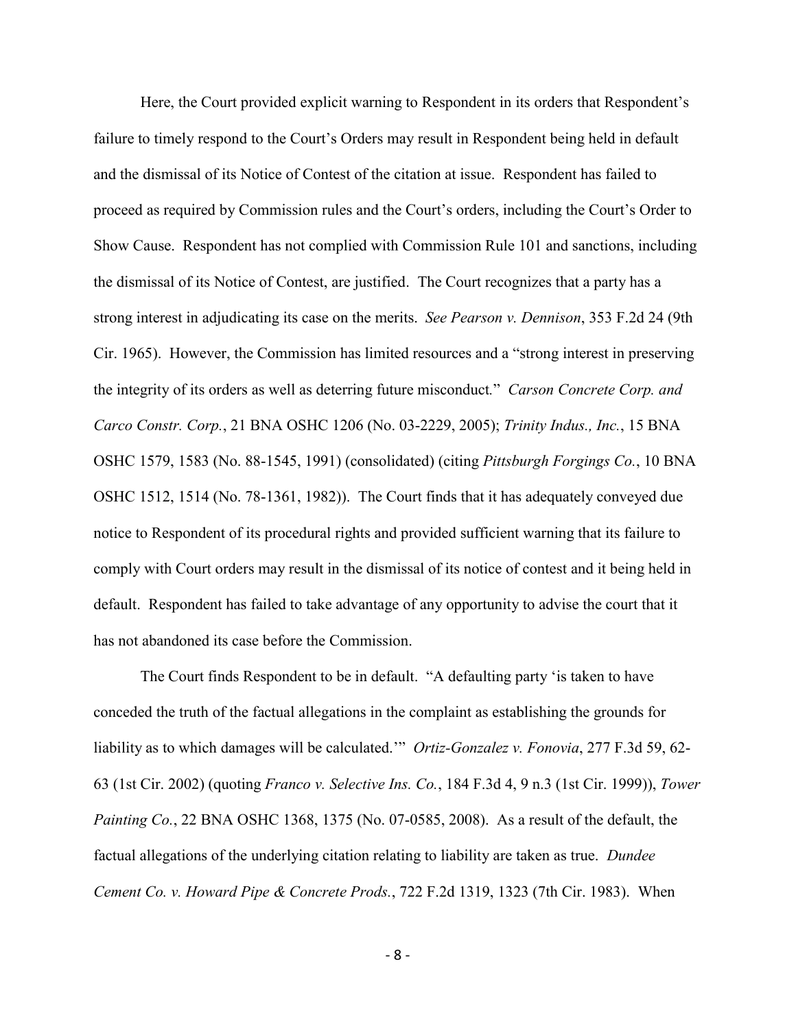Here, the Court provided explicit warning to Respondent in its orders that Respondent's failure to timely respond to the Court's Orders may result in Respondent being held in default and the dismissal of its Notice of Contest of the citation at issue. Respondent has failed to proceed as required by Commission rules and the Court's orders, including the Court's Order to Show Cause. Respondent has not complied with Commission Rule 101 and sanctions, including the dismissal of its Notice of Contest, are justified. The Court recognizes that a party has a strong interest in adjudicating its case on the merits. *See Pearson v. Dennison*, 353 F.2d 24 (9th Cir. 1965). However, the Commission has limited resources and a "strong interest in preserving the integrity of its orders as well as deterring future misconduct." *Carson Concrete Corp. and Carco Constr. Corp.*, 21 BNA OSHC 1206 (No. 03-2229, 2005); *Trinity Indus., Inc.*, 15 BNA OSHC 1579, 1583 (No. 88-1545, 1991) (consolidated) (citing *Pittsburgh Forgings Co.*, 10 BNA OSHC 1512, 1514 (No. 78-1361, 1982)). The Court finds that it has adequately conveyed due notice to Respondent of its procedural rights and provided sufficient warning that its failure to comply with Court orders may result in the dismissal of its notice of contest and it being held in default. Respondent has failed to take advantage of any opportunity to advise the court that it has not abandoned its case before the Commission.

The Court finds Respondent to be in default. "A defaulting party 'is taken to have conceded the truth of the factual allegations in the complaint as establishing the grounds for liability as to which damages will be calculated.'" *Ortiz-Gonzalez v. Fonovia*, 277 F.3d 59, 62-63 (1st Cir. 2002) (quoting *Franco v. Selective Ins. Co.*, 184 F.3d 4, 9 n.3 (1st Cir. 1999)), *Tower Painting Co.*, 22 BNA OSHC 1368, 1375 (No. 07-0585, 2008). As a result of the default, the factual allegations of the underlying citation relating to liability are taken as true. *Dundee Cement Co. v. Howard Pipe & Concrete Prods.*, 722 F.2d 1319, 1323 (7th Cir. 1983). When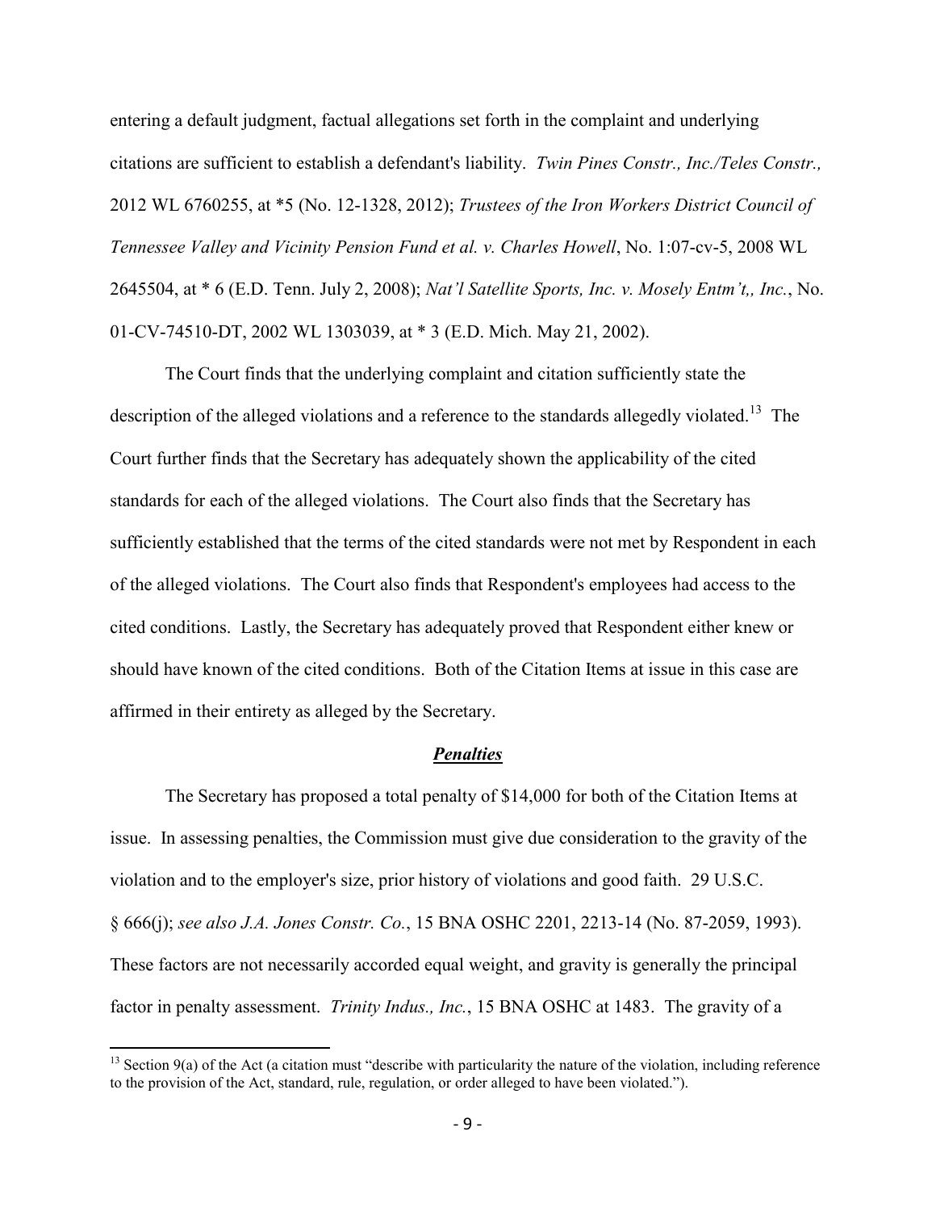entering a default judgment, factual allegations set forth in the complaint and underlying citations are sufficient to establish a defendant's liability. *Twin Pines Constr., Inc./Teles Constr.,* 2012 WL 6760255, at *5 (No. 12-1328, 2012); *Trustees of the Iron Workers District Council of Tennessee Valley and Vicinity Pension Fund et al. v. Charles Howell*, No. 1:07-cv-5, 2008 WL 2645504, at * 6 (E.D. Tenn. July 2, 2008); *Nat'l Satellite Sports, Inc. v. Mosely Entm't,, Inc.*, No. 01-CV-74510-DT, 2002 WL 1303039, at * 3 (E.D. Mich. May 21, 2002).

The Court finds that the underlying complaint and citation sufficiently state the description of the alleged violations and a reference to the standards allegedly violated.[13] The Court further finds that the Secretary has adequately shown the applicability of the cited standards for each of the alleged violations. The Court also finds that the Secretary has sufficiently established that the terms of the cited standards were not met by Respondent in each of the alleged violations. The Court also finds that Respondent's employees had access to the cited conditions. Lastly, the Secretary has adequately proved that Respondent either knew or should have known of the cited conditions. Both of the Citation Items at issue in this case are affirmed in their entirety as alleged by the Secretary.

## ***Penalties***

The Secretary has proposed a total penalty of $14,000 for both of the Citation Items at issue. In assessing penalties, the Commission must give due consideration to the gravity of the violation and to the employer's size, prior history of violations and good faith. 29 U.S.C. § 666(j); *see also J.A. Jones Constr. Co.*, 15 BNA OSHC 2201, 2213-14 (No. 87-2059, 1993). These factors are not necessarily accorded equal weight, and gravity is generally the principal factor in penalty assessment. *Trinity Indus., Inc.*, 15 BNA OSHC at 1483. The gravity of a

---

[13] Section 9(a) of the Act (a citation must "describe with particularity the nature of the violation, including reference to the provision of the Act, standard, rule, regulation, or order alleged to have been violated.").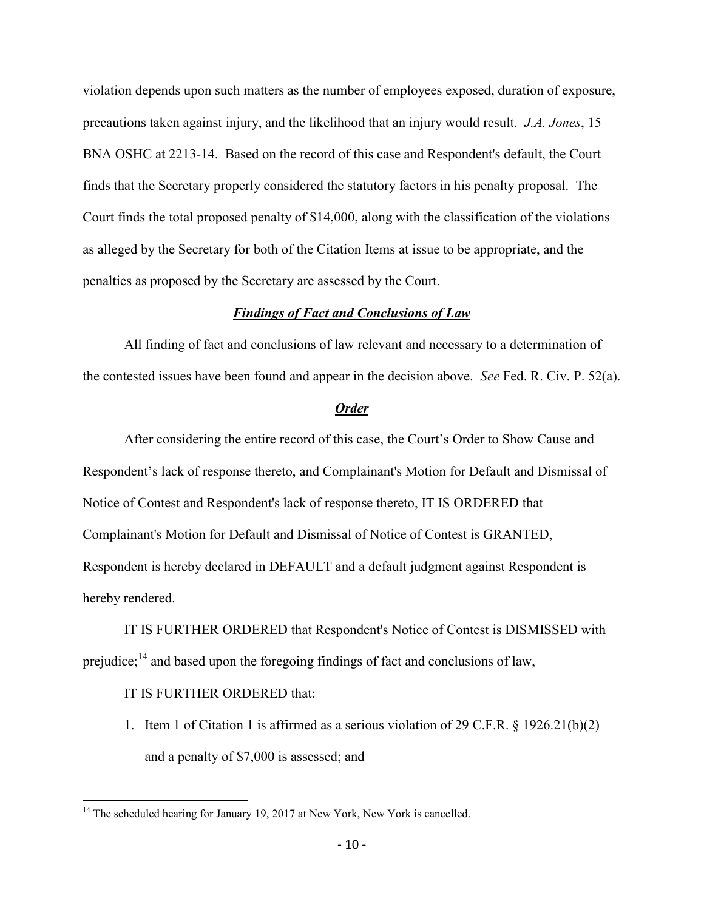violation depends upon such matters as the number of employees exposed, duration of exposure, precautions taken against injury, and the likelihood that an injury would result. *J.A. Jones*, 15 BNA OSHC at 2213-14. Based on the record of this case and Respondent's default, the Court finds that the Secretary properly considered the statutory factors in his penalty proposal. The Court finds the total proposed penalty of $14,000, along with the classification of the violations as alleged by the Secretary for both of the Citation Items at issue to be appropriate, and the penalties as proposed by the Secretary are assessed by the Court.

## ***Findings of Fact and Conclusions of Law***

All finding of fact and conclusions of law relevant and necessary to a determination of the contested issues have been found and appear in the decision above. *See* Fed. R. Civ. P. 52(a).

## ***Order***

After considering the entire record of this case, the Court's Order to Show Cause and Respondent's lack of response thereto, and Complainant's Motion for Default and Dismissal of Notice of Contest and Respondent's lack of response thereto, IT IS ORDERED that Complainant's Motion for Default and Dismissal of Notice of Contest is GRANTED, Respondent is hereby declared in DEFAULT and a default judgment against Respondent is hereby rendered.

IT IS FURTHER ORDERED that Respondent's Notice of Contest is DISMISSED with prejudice;[14] and based upon the foregoing findings of fact and conclusions of law,

IT IS FURTHER ORDERED that:

1. Item 1 of Citation 1 is affirmed as a serious violation of 29 C.F.R. § 1926.21(b)(2) and a penalty of $7,000 is assessed; and

---

[14] The scheduled hearing for January 19, 2017 at New York, New York is cancelled.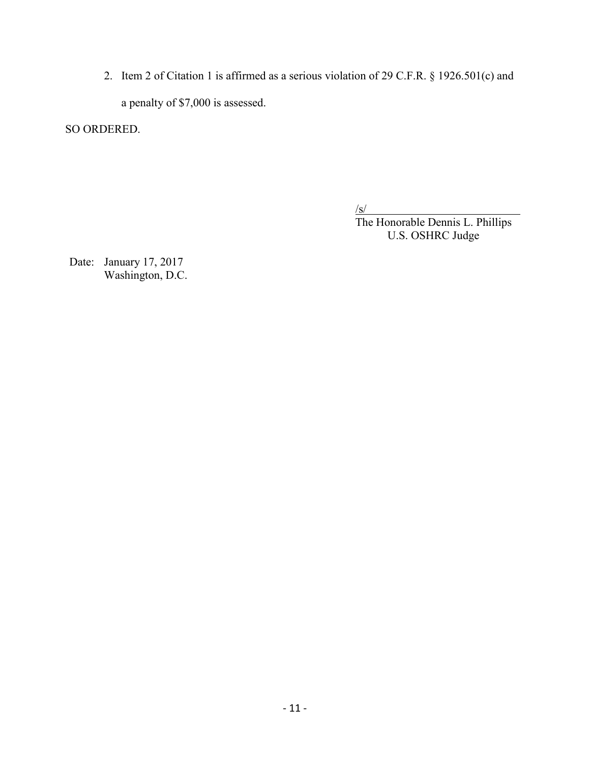2. Item 2 of Citation 1 is affirmed as a serious violation of 29 C.F.R. § 1926.501(c) and a penalty of $7,000 is assessed.

SO ORDERED.

/s/

The Honorable Dennis L. Phillips
U.S. OSHRC Judge

Date: January 17, 2017
Washington, D.C.